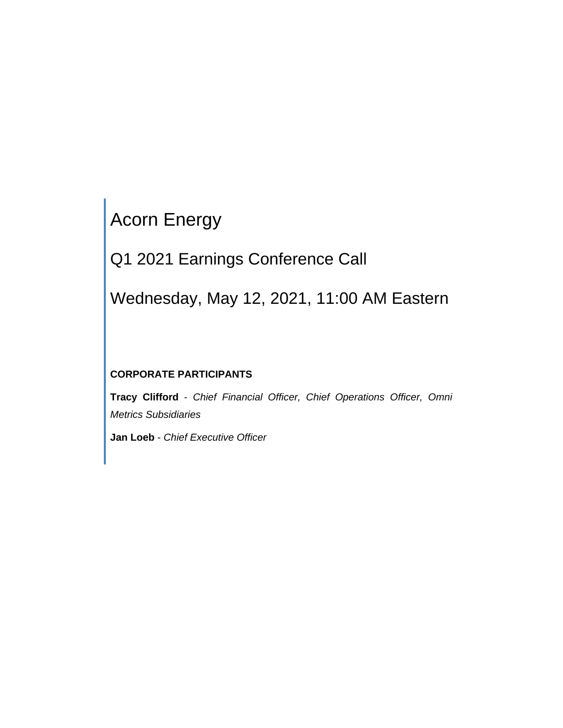# Acorn Energy

## Q1 2021 Earnings Conference Call

## Wednesday, May 12, 2021, 11:00 AM Eastern

**CORPORATE PARTICIPANTS**

**Tracy Clifford** - *Chief Financial Officer, Chief Operations Officer, Omni Metrics Subsidiaries*

**Jan Loeb** - *Chief Executive Officer*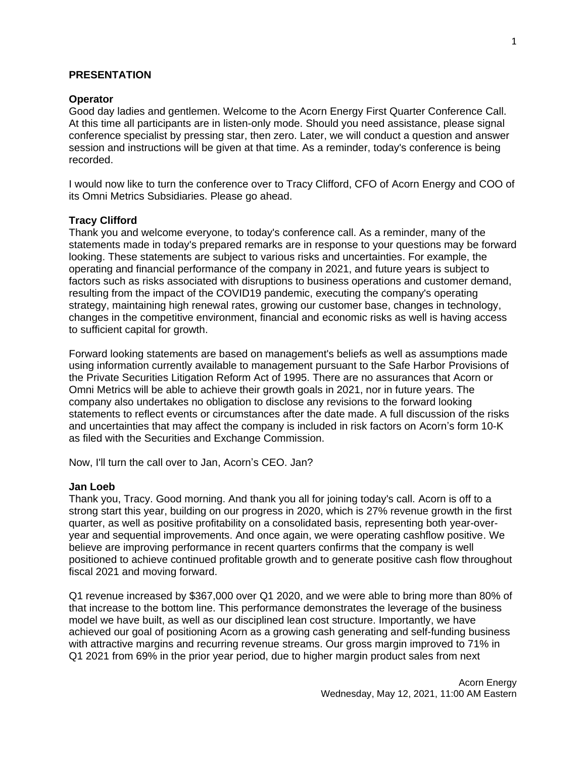## PRESENTATION

**Operator**

Good day ladies and gentlemen. Welcome to the Acorn Energy First Quarter Conference Call. At this time all participants are in listen-only mode. Should you need assistance, please signal conference specialist by pressing star, then zero. Later, we will conduct a question and answer session and instructions will be given at that time. As a reminder, today's conference is being recorded.

I would now like to turn the conference over to Tracy Clifford, CFO of Acorn Energy and COO of its Omni Metrics Subsidiaries. Please go ahead.

**Tracy Clifford**

Thank you and welcome everyone, to today's conference call. As a reminder, many of the statements made in today's prepared remarks are in response to your questions may be forward looking. These statements are subject to various risks and uncertainties. For example, the operating and financial performance of the company in 2021, and future years is subject to factors such as risks associated with disruptions to business operations and customer demand, resulting from the impact of the COVID19 pandemic, executing the company's operating strategy, maintaining high renewal rates, growing our customer base, changes in technology, changes in the competitive environment, financial and economic risks as well is having access to sufficient capital for growth.

Forward looking statements are based on management's beliefs as well as assumptions made using information currently available to management pursuant to the Safe Harbor Provisions of the Private Securities Litigation Reform Act of 1995. There are no assurances that Acorn or Omni Metrics will be able to achieve their growth goals in 2021, nor in future years. The company also undertakes no obligation to disclose any revisions to the forward looking statements to reflect events or circumstances after the date made. A full discussion of the risks and uncertainties that may affect the company is included in risk factors on Acorn's form 10-K as filed with the Securities and Exchange Commission.

Now, I'll turn the call over to Jan, Acorn's CEO. Jan?

**Jan Loeb**

Thank you, Tracy. Good morning. And thank you all for joining today's call. Acorn is off to a strong start this year, building on our progress in 2020, which is 27% revenue growth in the first quarter, as well as positive profitability on a consolidated basis, representing both year-over-year and sequential improvements. And once again, we were operating cashflow positive. We believe are improving performance in recent quarters confirms that the company is well positioned to achieve continued profitable growth and to generate positive cash flow throughout fiscal 2021 and moving forward.

Q1 revenue increased by $367,000 over Q1 2020, and we were able to bring more than 80% of that increase to the bottom line. This performance demonstrates the leverage of the business model we have built, as well as our disciplined lean cost structure. Importantly, we have achieved our goal of positioning Acorn as a growing cash generating and self-funding business with attractive margins and recurring revenue streams. Our gross margin improved to 71% in Q1 2021 from 69% in the prior year period, due to higher margin product sales from next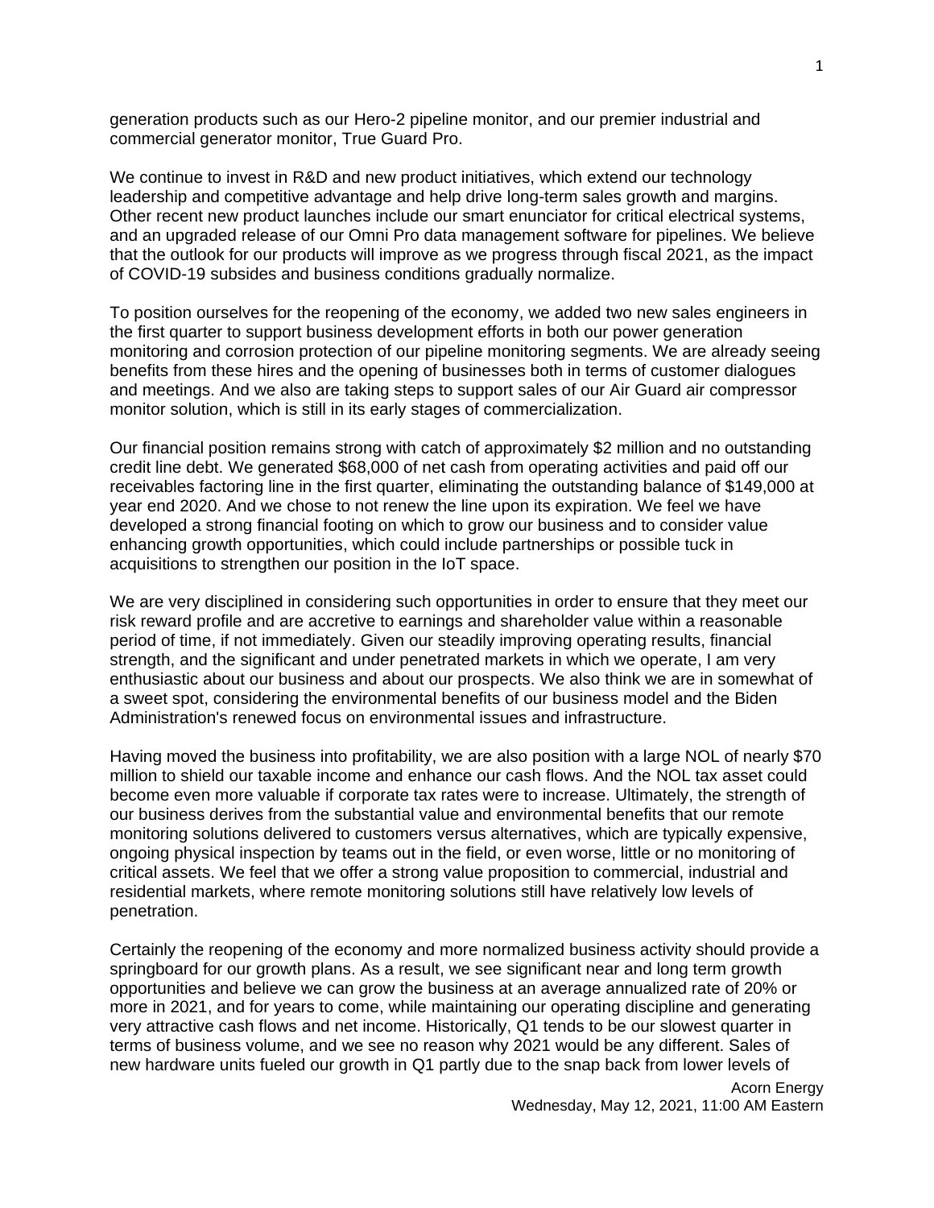generation products such as our Hero-2 pipeline monitor, and our premier industrial and commercial generator monitor, True Guard Pro.

We continue to invest in R&D and new product initiatives, which extend our technology leadership and competitive advantage and help drive long-term sales growth and margins. Other recent new product launches include our smart enunciator for critical electrical systems, and an upgraded release of our Omni Pro data management software for pipelines. We believe that the outlook for our products will improve as we progress through fiscal 2021, as the impact of COVID-19 subsides and business conditions gradually normalize.

To position ourselves for the reopening of the economy, we added two new sales engineers in the first quarter to support business development efforts in both our power generation monitoring and corrosion protection of our pipeline monitoring segments. We are already seeing benefits from these hires and the opening of businesses both in terms of customer dialogues and meetings. And we also are taking steps to support sales of our Air Guard air compressor monitor solution, which is still in its early stages of commercialization.

Our financial position remains strong with catch of approximately $2 million and no outstanding credit line debt. We generated $68,000 of net cash from operating activities and paid off our receivables factoring line in the first quarter, eliminating the outstanding balance of $149,000 at year end 2020. And we chose to not renew the line upon its expiration. We feel we have developed a strong financial footing on which to grow our business and to consider value enhancing growth opportunities, which could include partnerships or possible tuck in acquisitions to strengthen our position in the IoT space.

We are very disciplined in considering such opportunities in order to ensure that they meet our risk reward profile and are accretive to earnings and shareholder value within a reasonable period of time, if not immediately. Given our steadily improving operating results, financial strength, and the significant and under penetrated markets in which we operate, I am very enthusiastic about our business and about our prospects. We also think we are in somewhat of a sweet spot, considering the environmental benefits of our business model and the Biden Administration's renewed focus on environmental issues and infrastructure.

Having moved the business into profitability, we are also position with a large NOL of nearly $70 million to shield our taxable income and enhance our cash flows. And the NOL tax asset could become even more valuable if corporate tax rates were to increase. Ultimately, the strength of our business derives from the substantial value and environmental benefits that our remote monitoring solutions delivered to customers versus alternatives, which are typically expensive, ongoing physical inspection by teams out in the field, or even worse, little or no monitoring of critical assets. We feel that we offer a strong value proposition to commercial, industrial and residential markets, where remote monitoring solutions still have relatively low levels of penetration.

Certainly the reopening of the economy and more normalized business activity should provide a springboard for our growth plans. As a result, we see significant near and long term growth opportunities and believe we can grow the business at an average annualized rate of 20% or more in 2021, and for years to come, while maintaining our operating discipline and generating very attractive cash flows and net income. Historically, Q1 tends to be our slowest quarter in terms of business volume, and we see no reason why 2021 would be any different. Sales of new hardware units fueled our growth in Q1 partly due to the snap back from lower levels of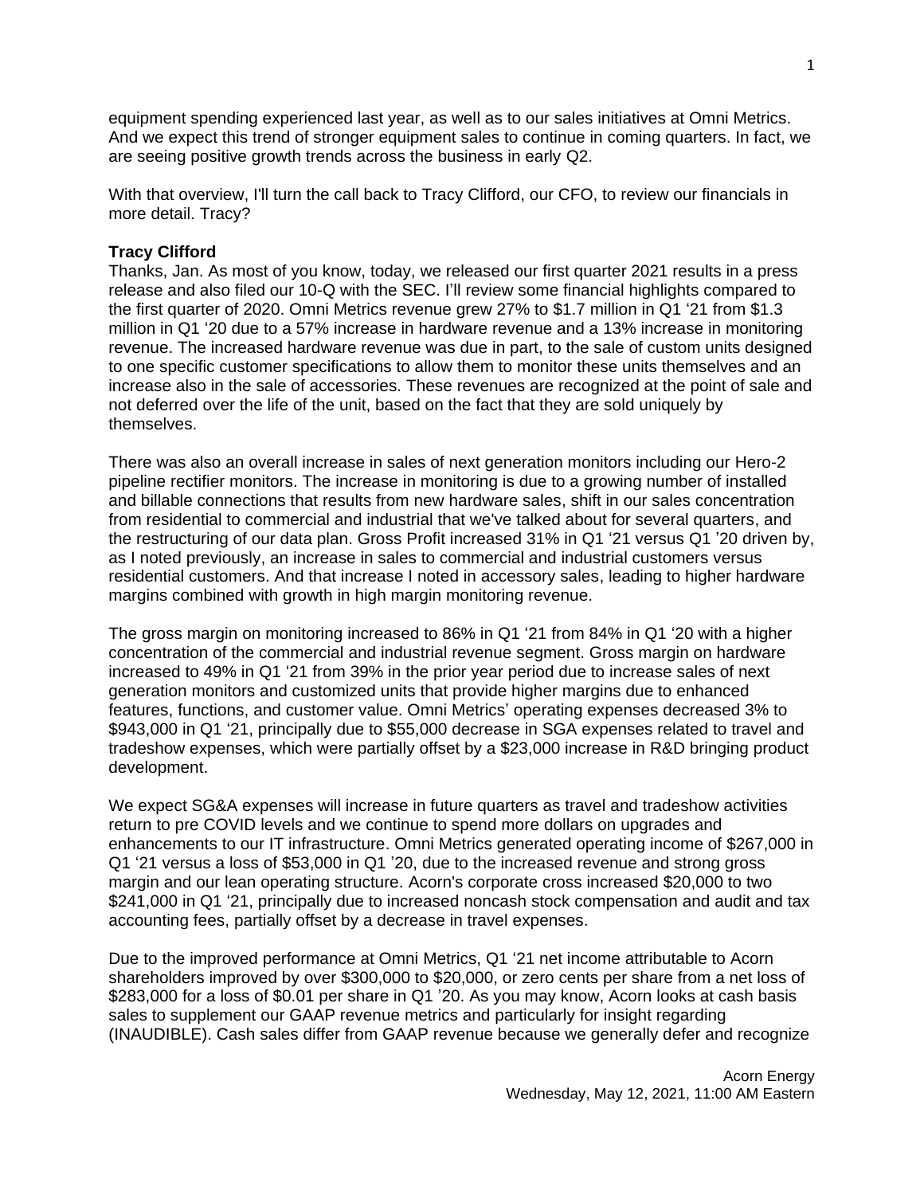equipment spending experienced last year, as well as to our sales initiatives at Omni Metrics. And we expect this trend of stronger equipment sales to continue in coming quarters. In fact, we are seeing positive growth trends across the business in early Q2.

With that overview, I'll turn the call back to Tracy Clifford, our CFO, to review our financials in more detail. Tracy?

**Tracy Clifford**
Thanks, Jan. As most of you know, today, we released our first quarter 2021 results in a press release and also filed our 10-Q with the SEC. I'll review some financial highlights compared to the first quarter of 2020. Omni Metrics revenue grew 27% to $1.7 million in Q1 '21 from $1.3 million in Q1 '20 due to a 57% increase in hardware revenue and a 13% increase in monitoring revenue. The increased hardware revenue was due in part, to the sale of custom units designed to one specific customer specifications to allow them to monitor these units themselves and an increase also in the sale of accessories. These revenues are recognized at the point of sale and not deferred over the life of the unit, based on the fact that they are sold uniquely by themselves.

There was also an overall increase in sales of next generation monitors including our Hero-2 pipeline rectifier monitors. The increase in monitoring is due to a growing number of installed and billable connections that results from new hardware sales, shift in our sales concentration from residential to commercial and industrial that we've talked about for several quarters, and the restructuring of our data plan. Gross Profit increased 31% in Q1 '21 versus Q1 '20 driven by, as I noted previously, an increase in sales to commercial and industrial customers versus residential customers. And that increase I noted in accessory sales, leading to higher hardware margins combined with growth in high margin monitoring revenue.

The gross margin on monitoring increased to 86% in Q1 '21 from 84% in Q1 '20 with a higher concentration of the commercial and industrial revenue segment. Gross margin on hardware increased to 49% in Q1 '21 from 39% in the prior year period due to increase sales of next generation monitors and customized units that provide higher margins due to enhanced features, functions, and customer value. Omni Metrics' operating expenses decreased 3% to $943,000 in Q1 '21, principally due to $55,000 decrease in SGA expenses related to travel and tradeshow expenses, which were partially offset by a $23,000 increase in R&D bringing product development.

We expect SG&A expenses will increase in future quarters as travel and tradeshow activities return to pre COVID levels and we continue to spend more dollars on upgrades and enhancements to our IT infrastructure. Omni Metrics generated operating income of $267,000 in Q1 '21 versus a loss of $53,000 in Q1 '20, due to the increased revenue and strong gross margin and our lean operating structure. Acorn's corporate cross increased $20,000 to two $241,000 in Q1 '21, principally due to increased noncash stock compensation and audit and tax accounting fees, partially offset by a decrease in travel expenses.

Due to the improved performance at Omni Metrics, Q1 '21 net income attributable to Acorn shareholders improved by over $300,000 to $20,000, or zero cents per share from a net loss of $283,000 for a loss of $0.01 per share in Q1 '20. As you may know, Acorn looks at cash basis sales to supplement our GAAP revenue metrics and particularly for insight regarding (INAUDIBLE). Cash sales differ from GAAP revenue because we generally defer and recognize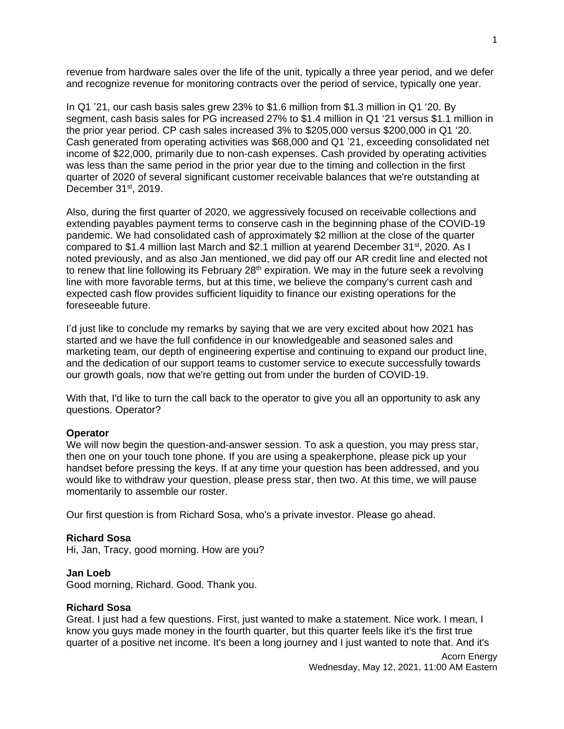revenue from hardware sales over the life of the unit, typically a three year period, and we defer and recognize revenue for monitoring contracts over the period of service, typically one year.

In Q1 '21, our cash basis sales grew 23% to $1.6 million from $1.3 million in Q1 '20. By segment, cash basis sales for PG increased 27% to $1.4 million in Q1 '21 versus $1.1 million in the prior year period. CP cash sales increased 3% to $205,000 versus $200,000 in Q1 '20. Cash generated from operating activities was $68,000 and Q1 '21, exceeding consolidated net income of $22,000, primarily due to non-cash expenses. Cash provided by operating activities was less than the same period in the prior year due to the timing and collection in the first quarter of 2020 of several significant customer receivable balances that we're outstanding at December 31st, 2019.

Also, during the first quarter of 2020, we aggressively focused on receivable collections and extending payables payment terms to conserve cash in the beginning phase of the COVID-19 pandemic. We had consolidated cash of approximately $2 million at the close of the quarter compared to $1.4 million last March and $2.1 million at yearend December 31st, 2020. As I noted previously, and as also Jan mentioned, we did pay off our AR credit line and elected not to renew that line following its February 28th expiration. We may in the future seek a revolving line with more favorable terms, but at this time, we believe the company's current cash and expected cash flow provides sufficient liquidity to finance our existing operations for the foreseeable future.

I'd just like to conclude my remarks by saying that we are very excited about how 2021 has started and we have the full confidence in our knowledgeable and seasoned sales and marketing team, our depth of engineering expertise and continuing to expand our product line, and the dedication of our support teams to customer service to execute successfully towards our growth goals, now that we're getting out from under the burden of COVID-19.

With that, I'd like to turn the call back to the operator to give you all an opportunity to ask any questions. Operator?

**Operator**
We will now begin the question-and-answer session. To ask a question, you may press star, then one on your touch tone phone. If you are using a speakerphone, please pick up your handset before pressing the keys. If at any time your question has been addressed, and you would like to withdraw your question, please press star, then two. At this time, we will pause momentarily to assemble our roster.

Our first question is from Richard Sosa, who's a private investor. Please go ahead.

**Richard Sosa**
Hi, Jan, Tracy, good morning. How are you?

**Jan Loeb**
Good morning, Richard. Good. Thank you.

**Richard Sosa**
Great. I just had a few questions. First, just wanted to make a statement. Nice work. I mean, I know you guys made money in the fourth quarter, but this quarter feels like it's the first true quarter of a positive net income. It's been a long journey and I just wanted to note that. And it's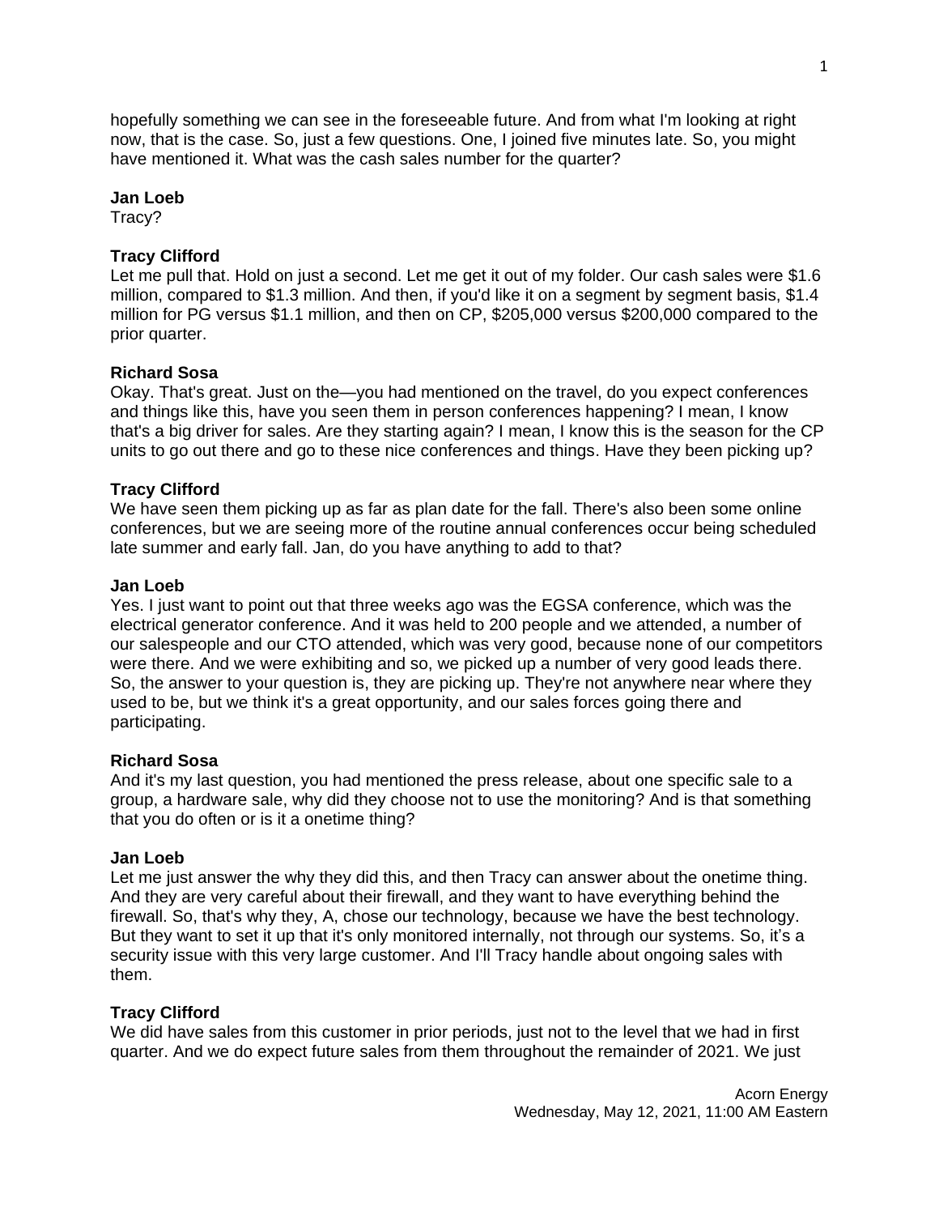hopefully something we can see in the foreseeable future. And from what I'm looking at right now, that is the case. So, just a few questions. One, I joined five minutes late. So, you might have mentioned it. What was the cash sales number for the quarter?

**Jan Loeb**
Tracy?

**Tracy Clifford**
Let me pull that. Hold on just a second. Let me get it out of my folder. Our cash sales were $1.6 million, compared to $1.3 million. And then, if you'd like it on a segment by segment basis, $1.4 million for PG versus $1.1 million, and then on CP, $205,000 versus $200,000 compared to the prior quarter.

**Richard Sosa**
Okay. That's great. Just on the—you had mentioned on the travel, do you expect conferences and things like this, have you seen them in person conferences happening? I mean, I know that's a big driver for sales. Are they starting again? I mean, I know this is the season for the CP units to go out there and go to these nice conferences and things. Have they been picking up?

**Tracy Clifford**
We have seen them picking up as far as plan date for the fall. There's also been some online conferences, but we are seeing more of the routine annual conferences occur being scheduled late summer and early fall. Jan, do you have anything to add to that?

**Jan Loeb**
Yes. I just want to point out that three weeks ago was the EGSA conference, which was the electrical generator conference. And it was held to 200 people and we attended, a number of our salespeople and our CTO attended, which was very good, because none of our competitors were there. And we were exhibiting and so, we picked up a number of very good leads there. So, the answer to your question is, they are picking up. They're not anywhere near where they used to be, but we think it's a great opportunity, and our sales forces going there and participating.

**Richard Sosa**
And it's my last question, you had mentioned the press release, about one specific sale to a group, a hardware sale, why did they choose not to use the monitoring? And is that something that you do often or is it a onetime thing?

**Jan Loeb**
Let me just answer the why they did this, and then Tracy can answer about the onetime thing. And they are very careful about their firewall, and they want to have everything behind the firewall. So, that's why they, A, chose our technology, because we have the best technology. But they want to set it up that it's only monitored internally, not through our systems. So, it's a security issue with this very large customer. And I'll Tracy handle about ongoing sales with them.

**Tracy Clifford**
We did have sales from this customer in prior periods, just not to the level that we had in first quarter. And we do expect future sales from them throughout the remainder of 2021. We just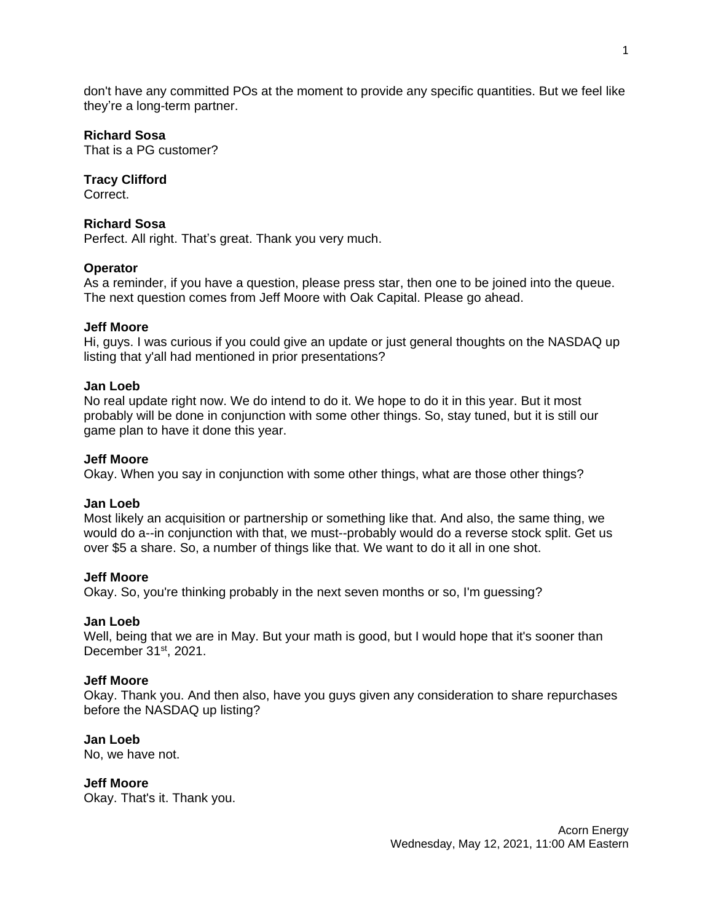don't have any committed POs at the moment to provide any specific quantities. But we feel like they're a long-term partner.

**Richard Sosa**
That is a PG customer?

**Tracy Clifford**
Correct.

**Richard Sosa**
Perfect. All right. That's great. Thank you very much.

**Operator**
As a reminder, if you have a question, please press star, then one to be joined into the queue. The next question comes from Jeff Moore with Oak Capital. Please go ahead.

**Jeff Moore**
Hi, guys. I was curious if you could give an update or just general thoughts on the NASDAQ up listing that y'all had mentioned in prior presentations?

**Jan Loeb**
No real update right now. We do intend to do it. We hope to do it in this year. But it most probably will be done in conjunction with some other things. So, stay tuned, but it is still our game plan to have it done this year.

**Jeff Moore**
Okay. When you say in conjunction with some other things, what are those other things?

**Jan Loeb**
Most likely an acquisition or partnership or something like that. And also, the same thing, we would do a--in conjunction with that, we must--probably would do a reverse stock split. Get us over $5 a share. So, a number of things like that. We want to do it all in one shot.

**Jeff Moore**
Okay. So, you're thinking probably in the next seven months or so, I'm guessing?

**Jan Loeb**
Well, being that we are in May. But your math is good, but I would hope that it's sooner than December 31st, 2021.

**Jeff Moore**
Okay. Thank you. And then also, have you guys given any consideration to share repurchases before the NASDAQ up listing?

**Jan Loeb**
No, we have not.

**Jeff Moore**
Okay. That's it. Thank you.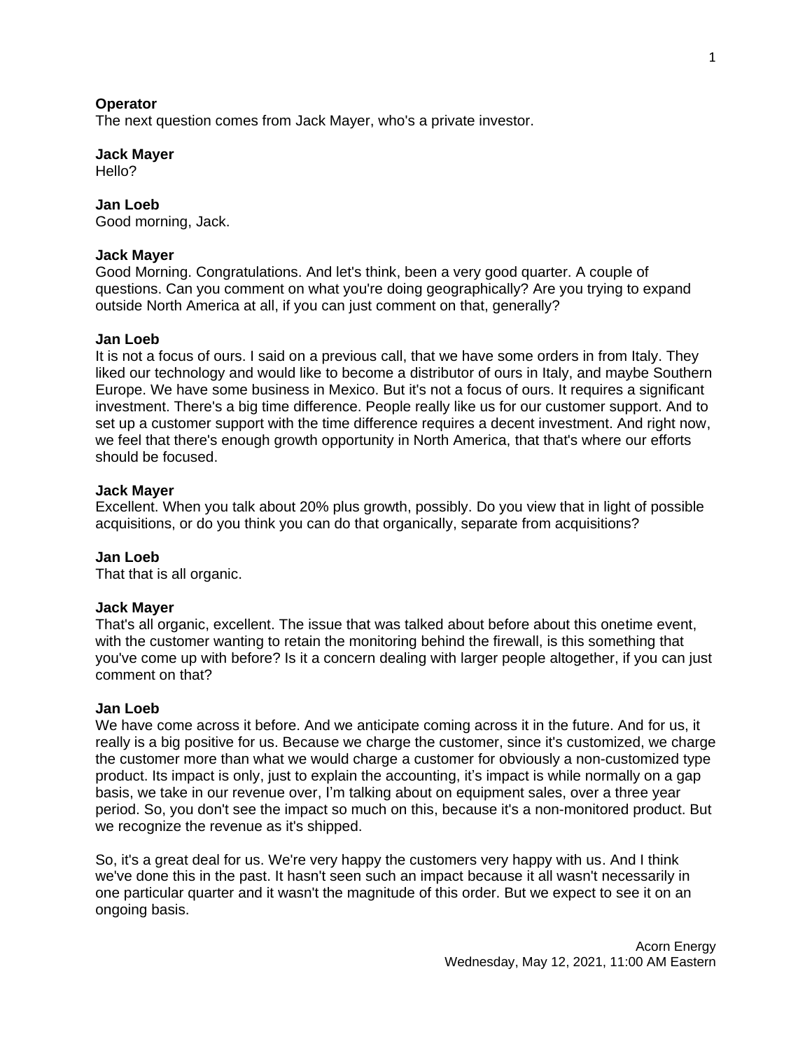**Operator**
The next question comes from Jack Mayer, who's a private investor.

**Jack Mayer**
Hello?

**Jan Loeb**
Good morning, Jack.

**Jack Mayer**
Good Morning. Congratulations. And let's think, been a very good quarter. A couple of questions. Can you comment on what you're doing geographically? Are you trying to expand outside North America at all, if you can just comment on that, generally?

**Jan Loeb**
It is not a focus of ours. I said on a previous call, that we have some orders in from Italy. They liked our technology and would like to become a distributor of ours in Italy, and maybe Southern Europe. We have some business in Mexico. But it's not a focus of ours. It requires a significant investment. There's a big time difference. People really like us for our customer support. And to set up a customer support with the time difference requires a decent investment. And right now, we feel that there's enough growth opportunity in North America, that that's where our efforts should be focused.

**Jack Mayer**
Excellent. When you talk about 20% plus growth, possibly. Do you view that in light of possible acquisitions, or do you think you can do that organically, separate from acquisitions?

**Jan Loeb**
That that is all organic.

**Jack Mayer**
That's all organic, excellent. The issue that was talked about before about this onetime event, with the customer wanting to retain the monitoring behind the firewall, is this something that you've come up with before? Is it a concern dealing with larger people altogether, if you can just comment on that?

**Jan Loeb**
We have come across it before. And we anticipate coming across it in the future. And for us, it really is a big positive for us. Because we charge the customer, since it's customized, we charge the customer more than what we would charge a customer for obviously a non-customized type product. Its impact is only, just to explain the accounting, it's impact is while normally on a gap basis, we take in our revenue over, I'm talking about on equipment sales, over a three year period. So, you don't see the impact so much on this, because it's a non-monitored product. But we recognize the revenue as it's shipped.

So, it's a great deal for us. We're very happy the customers very happy with us. And I think we've done this in the past. It hasn't seen such an impact because it all wasn't necessarily in one particular quarter and it wasn't the magnitude of this order. But we expect to see it on an ongoing basis.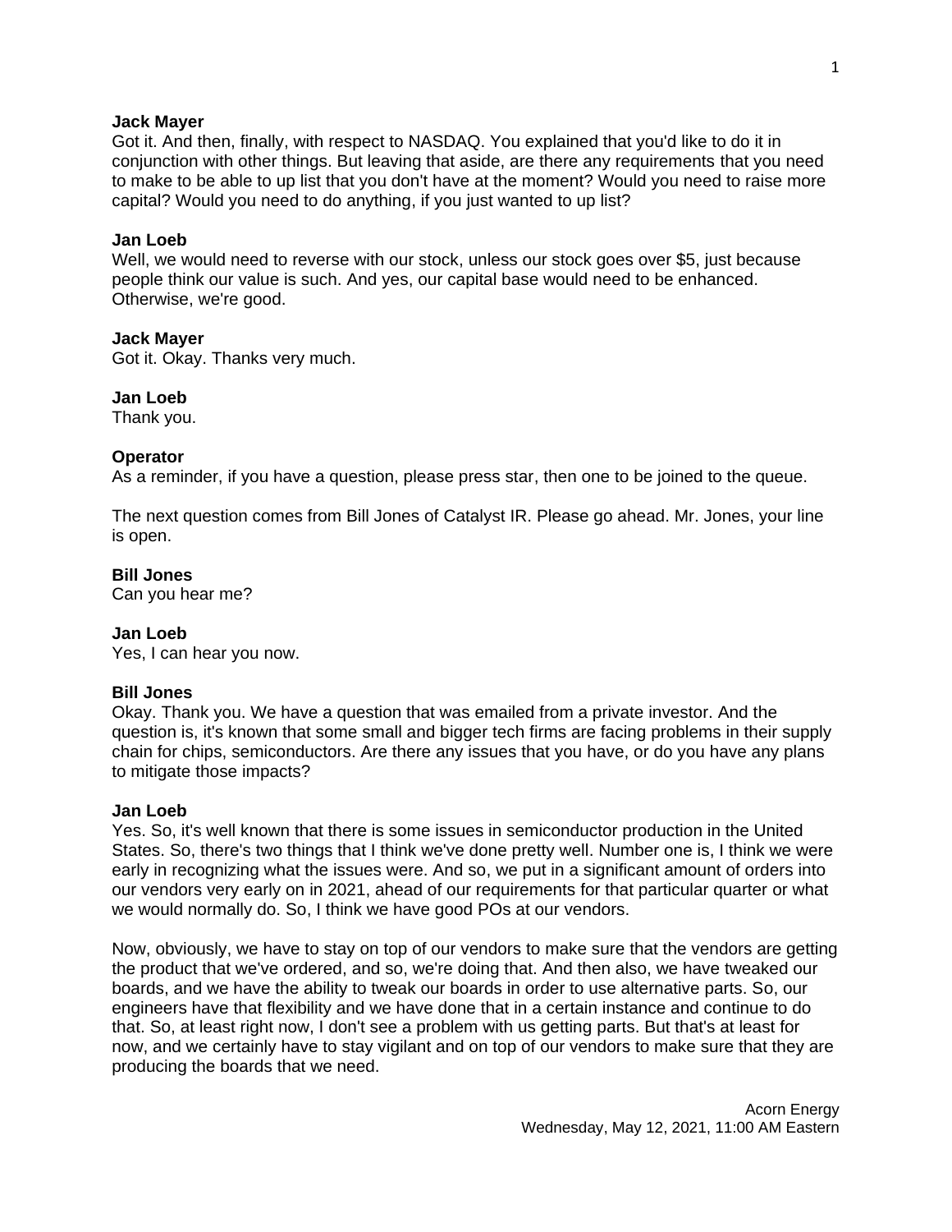**Jack Mayer**
Got it. And then, finally, with respect to NASDAQ. You explained that you'd like to do it in conjunction with other things. But leaving that aside, are there any requirements that you need to make to be able to up list that you don't have at the moment? Would you need to raise more capital? Would you need to do anything, if you just wanted to up list?

**Jan Loeb**
Well, we would need to reverse with our stock, unless our stock goes over $5, just because people think our value is such. And yes, our capital base would need to be enhanced. Otherwise, we're good.

**Jack Mayer**
Got it. Okay. Thanks very much.

**Jan Loeb**
Thank you.

**Operator**
As a reminder, if you have a question, please press star, then one to be joined to the queue.

The next question comes from Bill Jones of Catalyst IR. Please go ahead. Mr. Jones, your line is open.

**Bill Jones**
Can you hear me?

**Jan Loeb**
Yes, I can hear you now.

**Bill Jones**
Okay. Thank you. We have a question that was emailed from a private investor. And the question is, it's known that some small and bigger tech firms are facing problems in their supply chain for chips, semiconductors. Are there any issues that you have, or do you have any plans to mitigate those impacts?

**Jan Loeb**
Yes. So, it's well known that there is some issues in semiconductor production in the United States. So, there's two things that I think we've done pretty well. Number one is, I think we were early in recognizing what the issues were. And so, we put in a significant amount of orders into our vendors very early on in 2021, ahead of our requirements for that particular quarter or what we would normally do. So, I think we have good POs at our vendors.

Now, obviously, we have to stay on top of our vendors to make sure that the vendors are getting the product that we've ordered, and so, we're doing that. And then also, we have tweaked our boards, and we have the ability to tweak our boards in order to use alternative parts. So, our engineers have that flexibility and we have done that in a certain instance and continue to do that. So, at least right now, I don't see a problem with us getting parts. But that's at least for now, and we certainly have to stay vigilant and on top of our vendors to make sure that they are producing the boards that we need.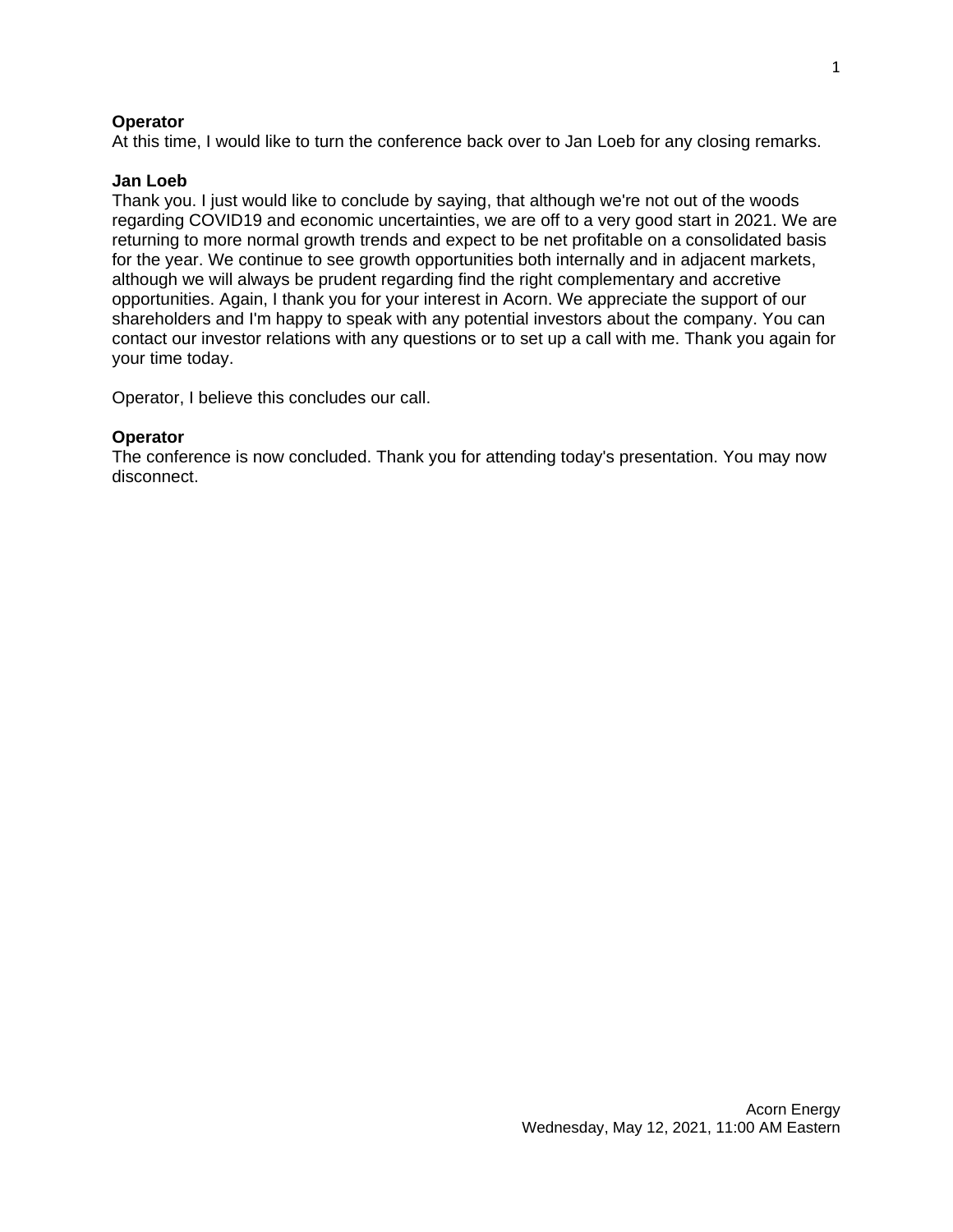**Operator**
At this time, I would like to turn the conference back over to Jan Loeb for any closing remarks.

**Jan Loeb**
Thank you. I just would like to conclude by saying, that although we're not out of the woods regarding COVID19 and economic uncertainties, we are off to a very good start in 2021. We are returning to more normal growth trends and expect to be net profitable on a consolidated basis for the year. We continue to see growth opportunities both internally and in adjacent markets, although we will always be prudent regarding find the right complementary and accretive opportunities. Again, I thank you for your interest in Acorn. We appreciate the support of our shareholders and I'm happy to speak with any potential investors about the company. You can contact our investor relations with any questions or to set up a call with me. Thank you again for your time today.

Operator, I believe this concludes our call.

**Operator**
The conference is now concluded. Thank you for attending today's presentation. You may now disconnect.